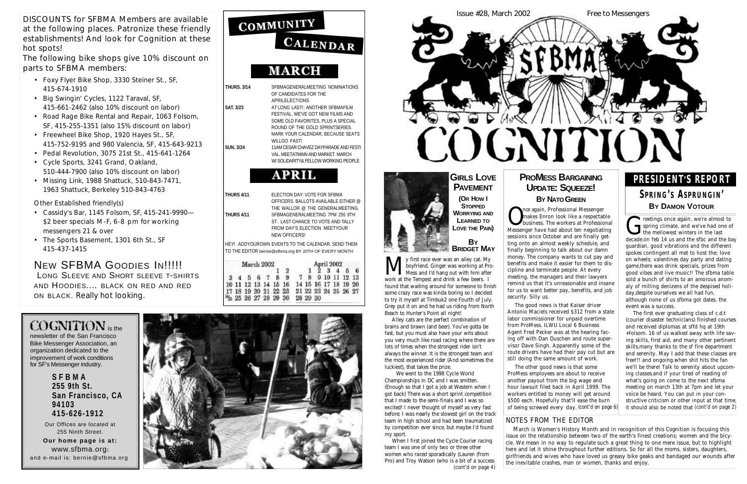DISCOUNTS for SFBMA Members are available at the following places. Patronize these friendly establishments! And look for Cognition at these hot spots!

The following bike shops give 10% discount on parts to SFBMA members:

- Foxy Flyer Bike Shop, 3330 Steiner St., SF, 415-674-1910
- Big Swingin' Cycles, 1122 Taraval, SF, 415-661-2462 (also 10% discount on labor)
- Road Rage Bike Rental and Repair, 1063 Folsom, SF, 415-255-1351 (also 15% discount on labor)
- Freewheel Bike Shop, 1920 Hayes St., SF, 415-752-9195 and 980 Valencia, SF, 415-643-9213
- Pedal Revolution, 3075 21st St., 415-641-1264
- Cycle Sports, 3241 Grand, Oakland, 510-444-7900 (also 10% discount on labor)
- Missing Link, 1988 Shattuck, 510-843-7471, 1963 Shattuck, Berkeley 510-843-4763

Other Established friendly(s)

- Cassidy's Bar, 1145 Folsom, SF, 415-241-9990—$2 beer specials M-F, 6-8 pm for working messengers 21 & over
- The Sports Basement, 1301 6th St., SF 415-437-1415

## NEW SFBMA GOODIES IN!!!!!

LONG SLEEVE AND SHORT SLEEVE T-SHIRTS AND HOODIES.... BLACK ON RED AND RED ON BLACK. Really hot looking.

**COGNITION** is the newsletter of the San Francisco Bike Messenger Association, an organization dedicated to the improvement of work conditions for SF's Messenger industry.

**SFBMA**
**255 9th St.**
**San Francisco, CA 94103**
**415-626-1912**

Our Offices are located at 255 Ninth Street.

**Our home page is at:** www.sfbma.org:
and e-mail is: bernie@sfbma.org

# COMMUNITY CALENDAR

## MARCH

**THURS. 3/14** SFBMA GENERAL MEETING NOMINATIONS OF CANDIDATES FOR THE APRIL ELECTIONS

**SAT. 3/23** AT LONG LAST!: ANOTHER SFBMA FILM FESTIVAL. WE'VE GOT NEW FILMS AND SOME OLD FAVORITES, PLUS A SPECIAL ROUND OF THE GOLD SPRINTSERIES. MARK YOUR CALENDAR, BECAUSE SEATS WILL GO FAST!

**SUN. 3/24** 11AM CESAR CHAVEZ DAY PARADE AND FESTIVAL. MEET AT MAIN AND MARKET. MARCH W/ SOLIDARITY & FELLOW WORKING PEOPLE

## APRIL

**THURS 4/11** ELECTION DAY: VOTE FOR SFBMA OFFICERS. BALLOTS AVAILABLE EITHER @ THE WALL OR @ THE GENERAL MEETING.

**THURS 4/11** SFBMA GENERAL MEETING 7PM 255 9TH ST. LAST CHANCE TO VOTE AND TALLY FROM DAY'S ELECTION. MEET YOUR NEW OFFICERS!

HEY! ADD YOUR OWN EVENTS TO THE CALENDAR. SEND THEM TO THE EDITOR bernie@sfbma.org BY 20TH OF EVERY MONTH

March 2002

| | | | | | | |
|---|---|---|---|---|---|---|
| | | | | | 1 | 2 |
| 3 | 4 | 5 | 6 | 7 | 8 | 9 |
| 10 | 11 | 12 | 13 | 14 | 15 | 16 |
| 17 | 18 | 19 | 20 | 21 | 22 | 23 |
| 24/31 | 25 | 26 | 27 | 28 | 29 | 30 |

April 2002

| | | | | | | |
|---|---|---|---|---|---|---|
| | 1 | 2 | 3 | 4 | 5 | 6 |
| 7 | 8 | 9 | 10 | 11 | 12 | 13 |
| 14 | 15 | 16 | 17 | 18 | 19 | 20 |
| 21 | 22 | 23 | 24 | 25 | 26 | 27 |
| 28 | 29 | 30 | | | | |

Issue #28, March 2002 Free to Messengers

# SFBMA COGNITION

## GIRLS LOVE PAVEMENT

**(OR HOW I STOPPED WORRYING AND LEARNED TO LOVE THE PAIN)**

**BY BRIDGET MAY**

My first race ever was an alley cat. My boyfriend, Ginger was working at Pro-Mess and I'd hang out with him after work at the Tempest and drink a few beers. I found that waiting around for someone to finish some crazy race was kinda boring so I decided to try it myself at Timbuk2 one Fourth of July. Grey put it on and he had us riding from North Beach to Hunter's Point all night!

Alley cats are the perfect combination of brains and brawn (and beer). You've gotta be fast, but you must also have your wits about you very much like road racing where there are lots of times when the strongest rider isn't always the winner. It is the strongest team and the most experienced rider (And sometimes the luckiest), that takes the prize.

We went to the 1998 Cycle World Championships in DC and I was smitten. (Enough so that I got a job at Western when I got back) There was a short sprint competition that I made to the semi-finals and I was so excited! I never thought of myself as very fast before; I was nearly the slowest girl on the track team in high school and had been traumatized by competition ever since, but maybe I'd found my sport.

When I first joined the Cycle Courier racing team I was one of only two or three other women who raced sporadically (Lauren (from Pro) and Troy Watson (who is a bit of a success *(cont'd on page 4)*

## PROMESS BARGAINING UPDATE: SQUEEZE!

**BY NATO GREEN**

Once again, Professional Messenger makes Enron look like a respectable business. The workers at Professional Messenger have had about ten negotiating sessions since October and are finally getting onto an almost weekly schedule, and finally beginning to talk about our damn money. The company wants to cut pay and benefits and make it easier for them to discipline and terminate people. At every meeting, the managers and their lawyers remind us that it's unreasonable and insane for us to want better pay, benefits, and job security. Silly us.

The good news is that Kaiser driver Antonio Maciels received $312 from a state labor commissioner for unpaid overtime from ProMess. ILWU Local 6 Business Agent Fred Pecker was at the hearing facing off with Dan Duschen and route supervisor Dave Singh. Apparently some of the route drivers have had their pay cut but are still doing the same amount of work.

The other good news is that some ProMess employees are about to receive another payout from the big wage and hour lawsuit filed back in April 1999. The workers entitled to money will get around $500 each. Hopefully that'll ease the burn of being screwed every day. *(cont'd on page 6)*

## PRESIDENT'S REPORT

### SPRING'S ASPRUNGIN'

**BY DAMON VOTOUR**

Greetings once again, we're almost to spring climate, and we've had one of the mellowest winters in the last decade.on feb 14 us and the sfbc and the bay guardian, good vibrations and the different spokes contingent all met to host the; love on wheels; valentines day party and dating game,there was drink specials, prizes from good vibes and live music!! The sfbma table sold a bunch of shirts to an amorous anomaly of milling denizens of the despised holiday,despite ourselves we all had fun, although none of us sfbma got dates, the event was a success.

The first ever graduating class of c.d.t (courier disaster technicians) finished courses and received diplomas at sffd hq at 19th +folsom. 16 of us walked away with life saving skills, first aid, and many other pertinent skills.many thanks to the sf fire department and serenity. May I add that these classes are free!!! and ongoing.when shit hits the fan we'll be there! Talk to serenity about upcoming classes.and if your tired of reading of what's going on come to the next sfbma meeting on march 13th at 7pm and let your voice be heard. You can put in your constructive criticism or other input at that time, it should also be noted that *(cont'd on page 2)*

## NOTES FROM THE EDITOR

March is Women's History Month and in recognition of this Cognition is focusing this issue on the relationship between two of the earth's finest creations; women and the bicycle. We mean in no way to regulate such a great thing to one mere issue, but to highlight here and let it shine throughout further editions. So for all the moms, sisters, daughters, girlfriends and wives who have loved us greasy bike geaks and bandaged our wounds after the inevitable crashes, man or women, thanks and enjoy.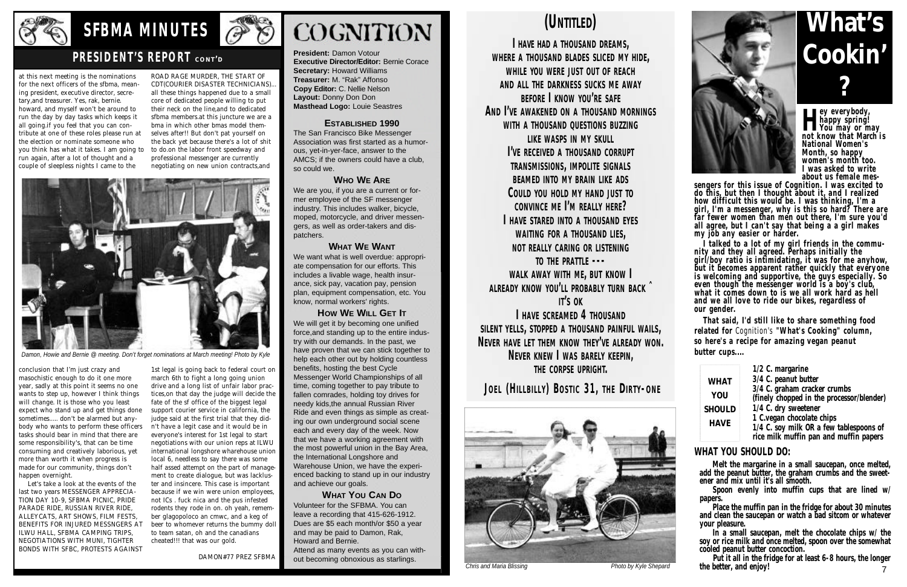# SFBMA MINUTES

## PRESIDENT'S REPORT CONT'D

at this next meeting is the nominations for the next officers of the sfbma, meaning president, executive director, secretary,and treasurer. Yes, rak, bernie. howard, and myself won't be around to run the day by day tasks which keeps it all going.if you feel that you can contribute at one of these roles please run at the election or nominate someone who you think has what it takes. I am going to run again, after a lot of thought and a couple of sleepless nights I came to the conclusion that I'm just crazy and masochistic enough to do it one more year, sadly at this point it seems no one wants to step up, however I think things will change. It is those who you least expect who stand up and get things done sometimes..... don't be alarmed but anybody who wants to perform these officers tasks should bear in mind that there are some responsibility's, that can be time consuming and creatively laborious, yet more than worth it when progress is made for our community, things don't happen overnight.

Let's take a look at the events of the last two years MESSENGER APPRECIATION DAY 10-9, SFBMA PICNIC, PRIDE PARADE RIDE, RUSSIAN RIVER RIDE, ALLEYCATS, ART SHOWS, FILM FESTS, BENEFITS FOR INJURED MESSNGERS AT ILWU HALL, SFBMA CAMPING TRIPS, NEGOTIATIONS WITH MUNI, TIGHTER BONDS WITH SFBC, PROTESTS AGAINST ROAD RAGE MURDER, THE START OF CDT(COURIER DISASTER TECHNICIANS)... all these things happened due to a small core of dedicated people willing to put their neck on the line,and to dedicated sfbma members.at this juncture we are a bma in which other bmas model themselves after!! But don't pat yourself on the back yet because there's a lot of shit to do.on the labor front speedway and professional messenger are currently negotiating on new union contracts,and 1st legal is going back to federal court on march 6th to fight a long going union drive and a long list of unfair labor practices,on that day the judge will decide the fate of the sf office of the biggest legal support courier service in california, the judge said at the first trial that they didn't have a legit case and it would be in everyone's interest for 1st legal to start negotiations with our union reps at ILWU international longshore wharehouse union local 6, needless to say there was some half assed attempt on the part of management to create dialogue, but was lackluster and insincere. This case is important because if we win were union employees, not ICs . fuck nica and the pus infested rodents they rode in on. oh yeah, remember glagopoloco an cmwc, and a keg of beer to whomever returns the bummy doll to team satan, oh and the canadians cheated!!! that was our gold.

DAMON#77 PREZ SFBMA

*Damon, Howie and Bernie @ meeting. Don't forget nominations at March meeting! Photo by Kyle*

# COGNITION

**President:** Damon Votour
**Executive Director/Editor:** Bernie Corace
**Secretary:** Howard Williams
**Treasurer:** M. "Rak" Affonso
**Copy Editor:** C. Nellie Nelson
**Layout:** Donny Don Don
**Masthead Logo:** Louie Seastres

### ESTABLISHED 1990

The San Francisco Bike Messenger Association was first started as a humorous, yet-in-yer-face, answer to the AMCS; if the owners could have a club, so could we.

### WHO WE ARE

We are you, if you are a current or former employee of the SF messenger industry. This includes walker, bicycle, moped, motorcycle, and driver messengers, as well as order-takers and dispatchers.

### WHAT WE WANT

We want what is well overdue: appropriate compensation for our efforts. This includes a livable wage, health insurance, sick pay, vacation pay, pension plan, equipment compensation, etc. You know, normal workers' rights.

### HOW WE WILL GET IT

We will get it by becoming one unified force,and standing up to the entire industry with our demands. In the past, we have proven that we can stick together to help each other out by holding countless benefits, hosting the best Cycle Messenger World Championships of all time, coming together to pay tribute to fallen comrades, holding toy drives for needy kids,the annual Russian River Ride and even things as simple as creating our own underground social scene each and every day of the week. Now that we have a working agreement with the most powerful union in the Bay Area, the International Longshore and Warehouse Union, we have the experienced backing to stand up in our industry and achieve our goals.

### WHAT YOU CAN DO

Volunteer for the SFBMA. You can leave a recording that 415-626-1912. Dues are $5 each month/or $50 a year and may be paid to Damon, Rak, Howard and Bernie.
Attend as many events as you can without becoming obnoxious as starlings.

# (UNTITLED)

I HAVE HAD A THOUSAND DREAMS,
WHERE A THOUSAND BLADES SLICED MY HIDE,
WHILE YOU WERE JUST OUT OF REACH
AND ALL THE DARKNESS SUCKS ME AWAY
BEFORE I KNOW YOU'RE SAFE
AND I'VE AWAKENED ON A THOUSAND MORNINGS
WITH A THOUSAND QUESTIONS BUZZING
LIKE WASPS IN MY SKULL
I'VE RECEIVED A THOUSAND CORRUPT
TRANSMISSIONS, IMPOLITE SIGNALS
BEAMED INTO MY BRAIN LIKE ADS
COULD YOU HOLD MY HAND JUST TO
CONVINCE ME I'M REALLY HERE?
I HAVE STARED INTO A THOUSAND EYES
WAITING FOR A THOUSAND LIES,
NOT REALLY CARING OR LISTENING
TO THE PRATTLE ---
WALK AWAY WITH ME, BUT KNOW I
ALREADY KNOW YOU'LL PROBABLY TURN BACK ^
IT'S OK
I HAVE SCREAMED 4 THOUSAND
SILENT YELLS, STOPPED A THOUSAND PAINFUL WAILS,
NEVER HAVE LET THEM KNOW THEY'VE ALREADY WON.
NEVER KNEW I WAS BARELY KEEPIN,
THE CORPSE UPRIGHT.

JOEL (HILLBILLY) BOSTIC 31, THE DIRTY-ONE

*Chris and Maria Blissing* *Photo by Kyle Shepard*

# What's Cookin'?

**Hey everybody, happy spring! You may or may not know that March is National Women's Month, so happy women's month too. I was asked to write about us female messengers for this issue of Cognition. I was excited to do this, but then I thought about it, and I realized how difficult this would be. I was thinking, I'm a girl, I'm a messenger, why is this so hard? There are far fewer women than men out there, I'm sure you'd all agree, but I can't say that being a a girl makes my job any easier or harder.**

**I talked to a lot of my girl friends in the community and they all agreed. Perhaps initially the girl/boy ratio is intimidating, it was for me anyhow, but it becomes apparent rather quickly that everyone is welcoming and supportive, the guys especially. So even though the messenger world is a boy's club, what it comes down to is we all work hard as hell and we all love to ride our bikes, regardless of our gender.**

**That said, I'd still like to share something food related for *Cognition's* "What's Cooking" column, so here's a recipe for amazing vegan peanut butter cups....**

### WHAT YOU SHOULD HAVE

- 1/2 C. margarine
- 3/4 C. peanut butter
- 3/4 C. graham cracker crumbs (finely chopped in the processor/blender)
- 1/4 C. dry sweetener
- 1 C.vegan chocolate chips
- 1/4 C. soy milk OR a few tablespoons of rice milk muffin pan and muffin papers

### WHAT YOU SHOULD DO:

**Melt the margarine in a small saucepan, once melted, add the peanut butter, the graham crumbs and the sweetener and mix until it's all smooth.**

**Spoon evenly into muffin cups that are lined w/ papers.**

**Place the muffin pan in the fridge for about 30 minutes and clean the saucepan or watch a bad sitcom or whatever your pleasure.**

**In a small saucepan, melt the chocolate chips w/ the soy or rice milk and once melted, spoon over the somewhat cooled peanut butter concoction.**

**Put it all in the fridge for at least 6-8 hours, the longer the better, and enjoy!**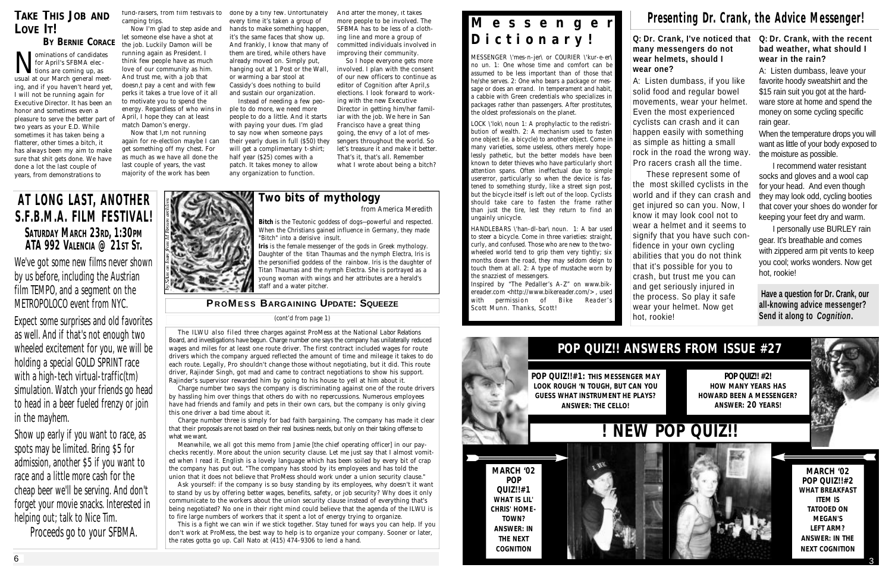## TAKE THIS JOB AND LOVE IT!

**BY BERNIE CORACE**

Nominations of candidates for April's SFBMA elections are coming up, as usual at our March general meeting, and if you haven't heard yet, I will not be running again for Executive Director. It has been an honor and sometimes even a pleasure to serve the better part of two years as your E.D. While sometimes it has taken being a flatterer, other times a bitch, it has always been my aim to make sure that shit gets done. We have done a lot the last couple of years, from demonstrations to fund-raisers, from film festivals to camping trips.

Now I'm glad to step aside and let someone else have a shot at the job. Luckily Damon will be running again as President. I think few people have as much love of our community as him. And trust me, with a job that doesn,t pay a cent and with few perks it takes a true love of it all to motivate you to spend the energy. Regardless of who wins in April, I hope they can at least match Damon's energy.

Now that I,m not running again for re-election maybe I can get something off my chest. For as much as we have all done the last couple of years, the vast majority of the work has been done by a tiny few. Unfortunately every time it's taken a group of hands to make something happen, it's the same faces that show up. And frankly, I know that many of them are tired, while others have already moved on. Simply put, hanging out at 1 Post or the Wall, or warming a bar stool at Cassidy's does nothing to build and sustain our organization.

Instead of needing a few people to do more, we need more people to do a little. And it starts with paying your dues. I'm glad to say now that when someone pays their yearly dues in full ($50) they will get a complimentary t-shirt; half year ($25) comes with a patch. It takes money to allow any organization to function.

And after the money, it takes more people to be involved. The SFBMA has to be less of a clothing line and more a group of committed individuals involved in improving their community.

So I hope everyone gets more involved. I plan with the consent of our new officers to continue as editor of Cognition after April,s elections. I look forward to working with the new Executive Director in getting him/her familiar with the job. We here in San Francisco have a great thing going, the envy of a lot of messengers throughout the world. So let's treasure it and make it better. That's it, that's all. Remember what I wrote about being a bitch?

## AT LONG LAST, ANOTHER S.F.B.M.A. FILM FESTIVAL!

**SATURDAY MARCH 23RD, 1:30PM**
**ATA 992 VALENCIA @ 21ST ST.**

We've got some new films never shown by us before, including the Austrian film TEMPO, and a segment on the METROPOLOCO event from NYC.

Expect some surprises and old favorites as well. And if that's not enough two wheeled excitement for you, we will be holding a special GOLD SPRINT race with a high-tech virtual-traffic(tm) simulation. Watch your friends go head to head in a beer fueled frenzy or join in the mayhem.

Show up early if you want to race, as spots may be limited. Bring $5 for admission, another $5 if you want to race and a little more cash for the cheap beer we'll be serving. And don't forget your movie snacks. Interested in helping out; talk to Nice Tim.

Proceeds go to your SFBMA.

## Two bits of mythology

*from America Meredith*

*by SAm on loan from M Brown archives*

**Bitch** is the Teutonic goddess of dogs—powerful and respected. When the Christians gained influence in Germany, they made "Bitch" into a derisive insult.

**Iris** is the female messenger of the gods in Greek mythology. Daughter of the titan Thaumas and the nymph Electra, Iris is the personified goddess of the rainbow. Iris is the daughter of Titan Thaumas and the nymph Electra. She is portrayed as a young woman with wings and her attributes are a herald's staff and a water pitcher.

## PROMESS BARGAINING UPDATE: SQUEEZE

(cont'd from page 1)

The ILWU also filed three charges against ProMess at the National Labor Relations Board, and investigations have begun. Charge number one says the company has unilaterally reduced wages and miles for at least one route driver. The first contract included wages for route drivers which the company argued reflected the amount of time and mileage it takes to do each route. Legally, Pro shouldn't change those without negotiating, but it did. This route driver, Rajinder Singh, got mad and came to contract negotiations to show his support. Rajinder's supervisor rewarded him by going to his house to yell at him about it.

Charge number two says the company is discriminating against one of the route drivers by hassling him over things that others do with no repercussions. Numerous employees have had friends and family and pets in their own cars, but the company is only giving this one driver a bad time about it.

Charge number three is simply for bad faith bargaining. The company has made it clear that their proposals are not based on their real business needs, but only on their taking offense to what we want.

Meanwhile, we all got this memo from Jamie [the chief operating officer] in our paychecks recently. More about the union security clause. Let me just say that I almost vomited when I read it. English is a lovely language which has been soiled by every bit of crap the company has put out. "The company has stood by its employees and has told the union that it does not believe that ProMess should work under a union security clause."

Ask yourself: if the company is so busy standing by its employees, why doesn't it want to stand by us by offering better wages, benefits, safety, or job security? Why does it only communicate to the workers about the union security clause instead of everything that's being negotiated? No one in their right mind could believe that the agenda of the ILWU is to fire large numbers of workers that it spent a lot of energy trying to organize.

This is a fight we can win if we stick together. Stay tuned for ways you can help. If you don't work at ProMess, the best way to help is to organize your company. Sooner or later, the rates gotta go up. Call Nato at (415) 474-9306 to lend a hand.

## Messenger Dictionary!

MESSENGER \'mes-n-jer\ or COURIER \'kur-e-er\ no un. 1: One whose time and comfort can be assumed to be less important than of those that he/she serves. 2: One who bears a package or message or does an errand. In temperament and habit, a cabbie with Green credentials who specializes in packages rather than passengers. After prostitutes, the oldest professionals on the planet.

LOCK \'lok\ noun 1: A prophylactic to the redistribution of wealth. 2: A mechanism used to fasten one object (ie. a bicycle) to another object. Come in many varieties, some useless, others merely hopelessly pathetic, but the better models have been known to deter thieves who have particularly short attention spans. Often ineffectual due to simple usererror, particularly so when the device is fastened to something sturdy, like a street sign post, but the bicycle itself is left out of the loop. Cyclists should take care to fasten the frame rather than just the tire, lest they return to find an ungainly unicycle.

HANDLEBARS \'han-dl-bar\ noun. 1: A bar used to steer a bicycle. Come in three varieties: straight, curly, and confused. Those who are new to the two-wheeled world tend to grip them very tightly; six months down the road, they may seldom deign to touch them at all. 2: A type of mustache worn by the snazziest of messengers.

Inspired by "The Pedaller's A-Z" on www.bikereader.com <http://www.bikereader.com/>, used with permission of Bike Reader's Scott Munn. Thanks, Scott!

## Presenting Dr. Crank, the Advice Messenger!

**Q: Dr. Crank, I've noticed that many messengers do not wear helmets, should I wear one?**

A: Listen dumbass, if you like solid food and regular bowel movements, wear your helmet. Even the most experienced cyclists can crash and it can happen easily with something as simple as hitting a small rock in the road the wrong way. Pro racers crash all the time.

These represent some of the most skilled cyclists in the world and if they can crash and get injured so can you. Now, I know it may look cool not to wear a helmet and it seems to signify that you have such confidence in your own cycling abilities that you do not think that it's possible for you to crash, but trust me you can and get seriously injured in the process. So play it safe wear your helmet. Now get hot, rookie!

**Q: Dr. Crank, with the recent bad weather, what should I wear in the rain?**

A: Listen dumbass, leave your favorite hoody sweatshirt and the $15 rain suit you got at the hardware store at home and spend the money on some cycling specific rain gear.

When the temperature drops you will want as little of your body exposed to the moisture as possible.

I recommend water resistant socks and gloves and a wool cap for your head. And even though they may look odd, cycling booties that cover your shoes do wonder for keeping your feet dry and warm.

I personally use BURLEY rain gear. It's breathable and comes with zippered arm pit vents to keep you cool; works wonders. Now get hot, rookie!

**Have a question for Dr. Crank, our all-knowing advice messenger? Send it along to *Cognition*.**

## POP QUIZ!! ANSWERS FROM ISSUE #27

**POP QUIZ!!#1: THIS MESSENGER MAY LOOK ROUGH 'N TOUGH, BUT CAN YOU GUESS WHAT INSTRUMENT HE PLAYS? ANSWER: THE CELLO!**

**POP QUIZ!! #2! HOW MANY YEARS HAS HOWARD BEEN A MESSENGER? ANSWER: 20 YEARS!**

## ! NEW POP QUIZ!!

**MARCH '02 POP QUIZ!!#1 WHAT IS LIL' CHRIS' HOMETOWN? ANSWER: IN THE NEXT COGNITION**

**MARCH '02 POP QUIZ!!#2 WHAT BREAKFAST ITEM IS TATOOED ON MEGAN'S LEFT ARM? ANSWER: IN THE NEXT COGNITION**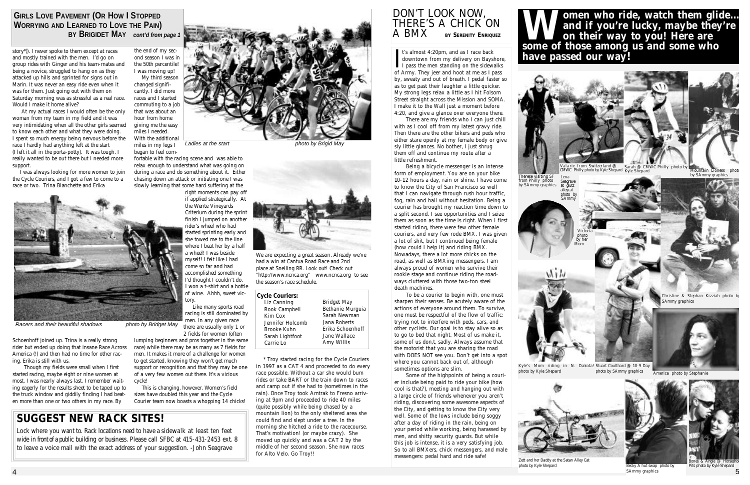## Girls Love Pavement (Or How I Stopped Worrying and Learned to Love the Pain)

**By Brigidet May** *cont'd from page 1*

story*)). I never spoke to them except at races and mostly trained with the men. I'd go on group rides with Ginger and his team-mates and being a novice, struggled to hang on as they attacked up hills and sprinted for signs out in Marin. It was never an easy ride even when it was for them. Just going out with them on Saturday morning was as stressful as a real race. Would I make it home alive?

At my actual races I would often be the only woman from my team in my field and it was very intimidating when all the other girls seemed to know each other and what they were doing. I spent so much energy being nervous before the race I hardly had anything left at the start (I left it all in the porta-potty). It was tough. I really wanted to be out there but I needed more support.

I was always looking for more women to join the Cycle Couriers, and I got a few to come to a race or two. Trina Blanchette and Erika Schoenhoff joined up. Trina is a really strong rider but ended up doing that insane Race Across America (!) and then had no time for other racing. Erika is still with us.

Though my fields were small when I first started racing, maybe eight or nine women at most, I was nearly always last. I remember waiting eagerly for the results sheet to be taped up to the truck window and giddily finding I had beaten more than one or two others in my race. By the end of my second season I was in the 50th percentile! I was moving up!

My third season changed significantly. I did more races and I started commuting to a job that was about an hour from home giving me the easy miles I needed. With the additional miles in my legs I began to feel comfortable with the racing scene and was able to relax enough to understand what was going on during a race and do something about it. Either chasing down an attack or initiating one I was slowly learning that some hard suffering at the right moments can pay off if applied strategically. At the Wente Vineyards Criterium during the sprint finish I jumped on another rider's wheel who had started sprinting early and she towed me to the line where I beat her by a half a wheel! I was beside myself! I felt like I had come so far and had accomplished something I'd thought I couldn't do. I won a t-shirt and a bottle of wine. Ahhh, sweet victory.

Like many sports road racing is still dominated by men. In any given race there are usually only 1 or 2 fields for women (often lumping beginners and pros together in the same race) while there may be as many as 7 fields for men. It makes it more of a challenge for women to get started, knowing they won't get much support or recognition and that they may be one of a very few women out there. It's a vicious cycle!

This is changing, however. Women's field sizes have doubled this year and the Cycle Courier team now boasts a whopping 14 chicks!

*Ladies at the start* — photo by Brigid May

*Racers and their beautiful shadows* — photo by Bridget May

We are expecting a great season. Already we've had a win at Cantua Road Race and 2nd place at Snelling RR. Look out! Check out "http://www.ncnca.org" www.ncnca.org to see the season's race schedule.

**Cycle Couriers:**

| | |
|---|---|
| Liz Canning | Bridget May |
| Rook Campbell | Bethanie Murguia |
| Kim Cox | Sarah Newman |
| Jennifer Holcomb | Jana Roberts |
| Brooke Kuhn | Erika Schoenhoff |
| Sarah Lightfoot | Jane Wallace |
| Carrie Lo | Amy Willis |

\* Troy started racing for the Cycle Couriers in 1997 as a CAT 4 and proceeded to do every race possible. Without a car she would bum rides or take BART or the train down to races and camp out if she had to (sometimes in the rain). Once Troy took Amtrak to Fresno arriving at 9pm and proceeded to ride 40 miles (quite possibly while being chased by a mountain lion) to the only sheltered area she could find and slept under a tree. In the morning she hitched a ride to the racecourse. That's motivation! (or maybe crazy). She moved up quickly and was a CAT 2 by the middle of her second season. She now races for Alto Velo. Go Troy!!

## SUGGEST NEW RACK SITES!

Lock where you want to. Rack locations need to have a sidewalk at least ten feet wide in front of a public building or business. Please call SFBC at 415-431-2453 ext. 8 to leave a voice mail with the exact address of your suggestion. -John Seagrave

## Don't Look Now, There's a Chick on a BMX

**By Serenity Enriquez**

It's almost 4:20pm, and as I race back downtown from my delivery on Bayshore, I pass the men standing on the sidewalks of Army. They jeer and hoot at me as I pass by, sweaty and out of breath. I pedal faster so as to get past their laughter a little quicker. My strong legs relax a little as I hit Folsom Street straight across the Mission and SOMA. I make it to the Wall just a moment before 4:20, and give a glance over everyone there.

There are my friends who I can just chill with as I cool off from my latest gravy ride. Then there are the other bikers and peds who either stare openly at my female body or give sly little glances. No bother, I just shrug them off and continue my route after a little refreshment.

Being a bicycle messenger is an intense form of employment. You are on your bike 10-12 hours a day, rain or shine. I have come to know the City of San Francisco so well that I can navigate through rush hour traffic, fog, rain and hail without hesitation. Being a courier has brought my reaction time down to a split second. I see opportunities and I seize them as soon as the time is right. When I first started riding, there were few other female couriers, and very few rode BMX. I was given a lot of shit, but I continued being female (how could I help it) and riding BMX. Nowadays, there a lot more chicks on the road, as well as BMXing messengers. I am always proud of women who survive their rookie stage and continue riding the roadways cluttered with those two-ton steel death machines.

To be a courier to begin with, one must sharpen their senses. Be acutely aware of the actions of everyone around them. To survive, one must be respectful of the flow of traffic: trying not to interfere with peds, cars, and other cyclists. Our goal is to stay alive so as to go to bed that night. Most of us make it, some of us don,t, sadly. Always assume that the motorist that you are sharing the road with DOES NOT see you. Don't get into a spot where you cannot back out of, although sometimes options are slim.

Some of the highpoints of being a courier include being paid to ride your bike (how cool is that?), meeting and hanging out with a large circle of friends whenever you aren't riding, discovering some awesome aspects of the City, and getting to know the City very well. Some of the lows include being soggy after a day of riding in the rain, being on your period while working, being harassed by men, and shitty security guards. But while this job is intense, it is a very satisfying job. So to all BMXers, chick messengers, and male messengers: pedal hard and ride safe!

## Women who ride, watch them glide... and if you're lucky, maybe they're on their way to you! Here are some of those among us and some who have passed our way!

Therese visiting SF from Philly photo by SAmmy graphics

Valarie from Switzerland @ CMWC Philly photo by Kyle Shepard

Sarah @ CMWC Philly photo by Kyle Shepard

Mountain Lioness photo by SAmmy graphics

Lena Seagrave at glutz alleycat photo by SAmmy

Victoria photo by her Mom

Christine & Stephan Kizziah photo by SAmmy graphics

Kyle's Mom riding in N. Dakota! photo by Kyle Shepard

Stuart Coulthard @ 10-9 Day photo by SAmmy graphics

America photo by Stephanie

Zett and her Daddy at the Satan Alley Cat photo by Kyle Shepard

Becky A hut swap photo by SAmmy graphics

Bones & Angie @ Horseshoe Pits photo by Kyle Shepard